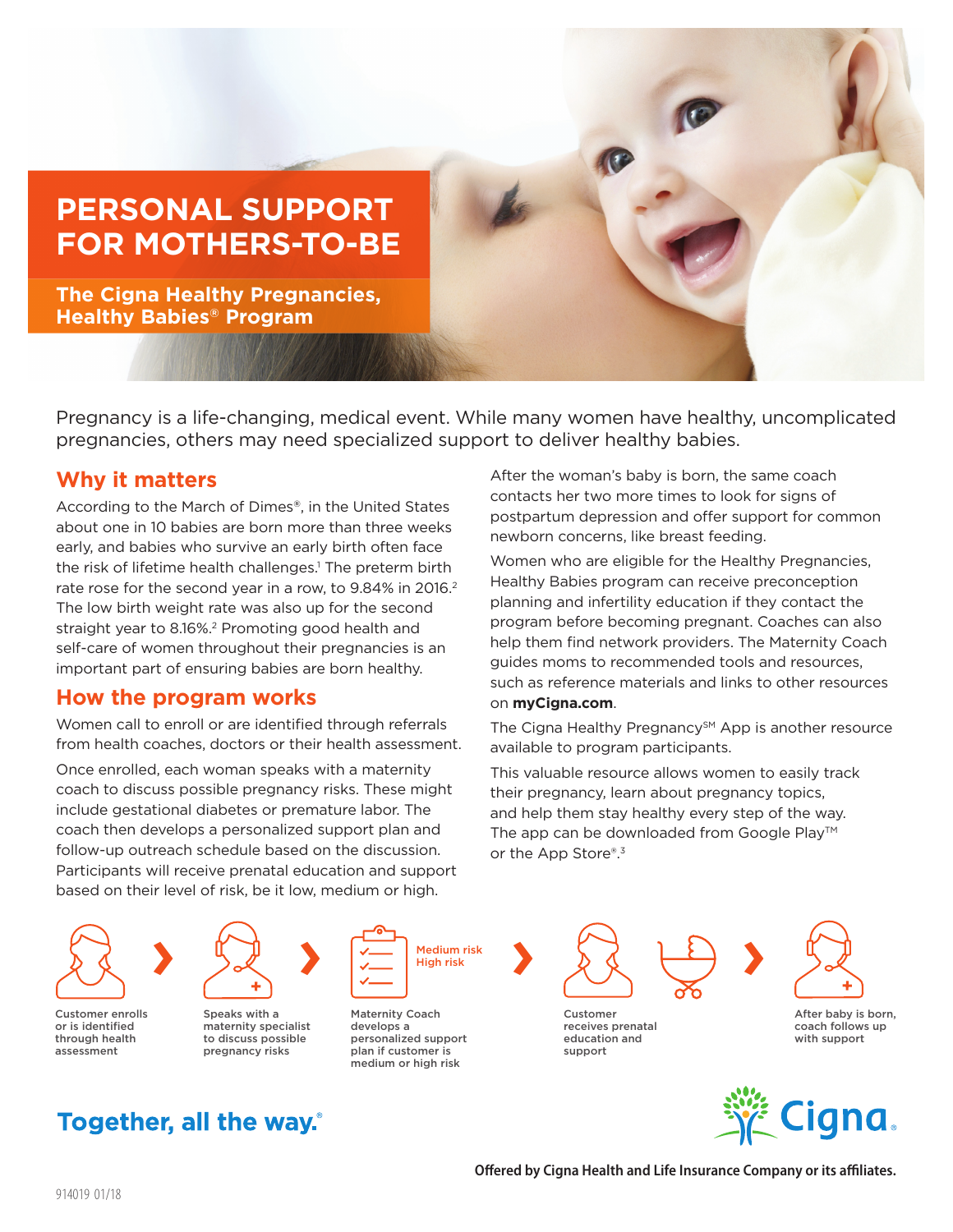# PERSONAL SUPPORT FOR MOTHERS-TO-BE

## The Cigna Healthy Pregnancies, Healthy Babies® Program

Pregnancy is a life-changing, medical event. While many women have healthy, uncomplicated pregnancies, others may need specialized support to deliver healthy babies.

## Why it matters

According to the March of Dimes®, in the United States about one in 10 babies are born more than three weeks early, and babies who survive an early birth often face the risk of lifetime health challenges.[1] The preterm birth rate rose for the second year in a row, to 9.84% in 2016.[2] The low birth weight rate was also up for the second straight year to 8.16%.[2] Promoting good health and self-care of women throughout their pregnancies is an important part of ensuring babies are born healthy.

## How the program works

Women call to enroll or are identified through referrals from health coaches, doctors or their health assessment.

Once enrolled, each woman speaks with a maternity coach to discuss possible pregnancy risks. These might include gestational diabetes or premature labor. The coach then develops a personalized support plan and follow-up outreach schedule based on the discussion. Participants will receive prenatal education and support based on their level of risk, be it low, medium or high.

After the woman's baby is born, the same coach contacts her two more times to look for signs of postpartum depression and offer support for common newborn concerns, like breast feeding.

Women who are eligible for the Healthy Pregnancies, Healthy Babies program can receive preconception planning and infertility education if they contact the program before becoming pregnant. Coaches can also help them find network providers. The Maternity Coach guides moms to recommended tools and resources, such as reference materials and links to other resources on **myCigna.com**.

The Cigna Healthy Pregnancy℠ App is another resource available to program participants.

This valuable resource allows women to easily track their pregnancy, learn about pregnancy topics, and help them stay healthy every step of the way. The app can be downloaded from Google Play™ or the App Store®.[3]

Customer enrolls or is identified through health assessment › Speaks with a maternity specialist to discuss possible pregnancy risks › Maternity Coach develops a personalized support plan if customer is medium or high risk (Medium risk, High risk) › Customer receives prenatal education and support › After baby is born, coach follows up with support

**Together, all the way.®**

**Offered by Cigna Health and Life Insurance Company or its affiliates.**

914019 01/18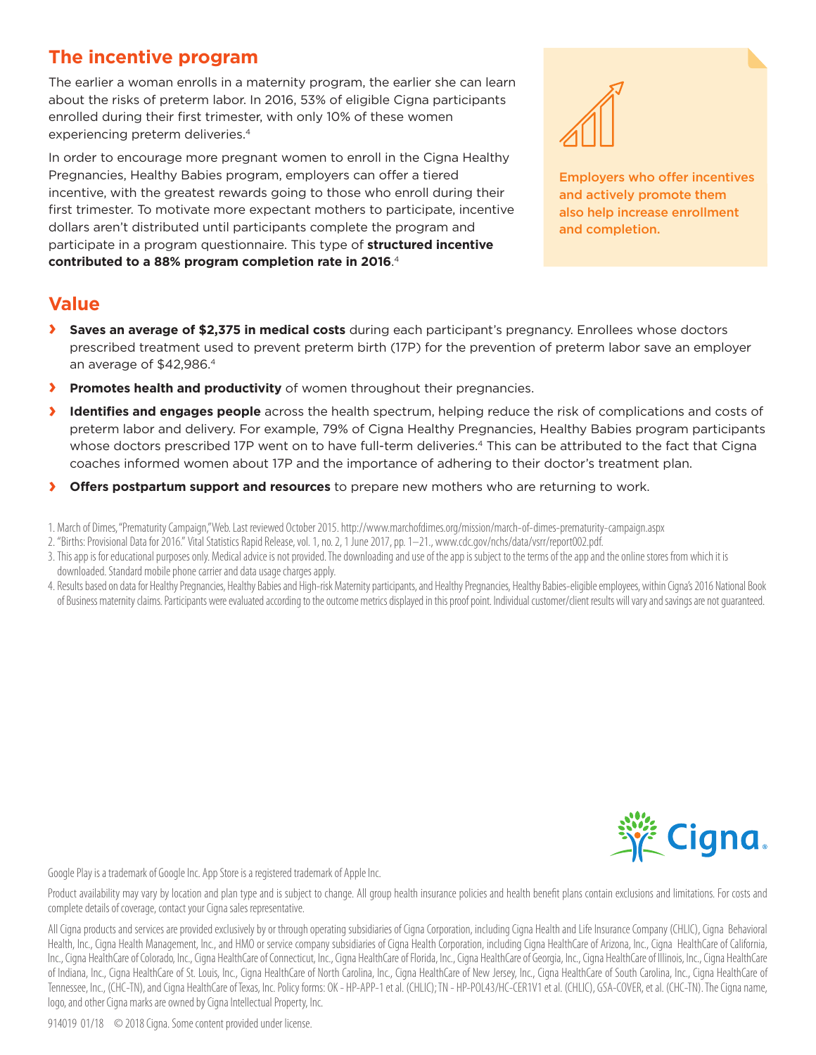## The incentive program

The earlier a woman enrolls in a maternity program, the earlier she can learn about the risks of preterm labor. In 2016, 53% of eligible Cigna participants enrolled during their first trimester, with only 10% of these women experiencing preterm deliveries.[4]

In order to encourage more pregnant women to enroll in the Cigna Healthy Pregnancies, Healthy Babies program, employers can offer a tiered incentive, with the greatest rewards going to those who enroll during their first trimester. To motivate more expectant mothers to participate, incentive dollars aren't distributed until participants complete the program and participate in a program questionnaire. This type of **structured incentive contributed to a 88% program completion rate in 2016**.[4]

Employers who offer incentives and actively promote them also help increase enrollment and completion.

## Value

- **Saves an average of $2,375 in medical costs** during each participant's pregnancy. Enrollees whose doctors prescribed treatment used to prevent preterm birth (17P) for the prevention of preterm labor save an employer an average of $42,986.[4]
- **Promotes health and productivity** of women throughout their pregnancies.
- **Identifies and engages people** across the health spectrum, helping reduce the risk of complications and costs of preterm labor and delivery. For example, 79% of Cigna Healthy Pregnancies, Healthy Babies program participants whose doctors prescribed 17P went on to have full-term deliveries.[4] This can be attributed to the fact that Cigna coaches informed women about 17P and the importance of adhering to their doctor's treatment plan.
- **Offers postpartum support and resources** to prepare new mothers who are returning to work.

1. March of Dimes, "Prematurity Campaign," Web. Last reviewed October 2015. http://www.marchofdimes.org/mission/march-of-dimes-prematurity-campaign.aspx
2. "Births: Provisional Data for 2016." Vital Statistics Rapid Release, vol. 1, no. 2, 1 June 2017, pp. 1–21., www.cdc.gov/nchs/data/vsrr/report002.pdf.
3. This app is for educational purposes only. Medical advice is not provided. The downloading and use of the app is subject to the terms of the app and the online stores from which it is downloaded. Standard mobile phone carrier and data usage charges apply.
4. Results based on data for Healthy Pregnancies, Healthy Babies and High-risk Maternity participants, and Healthy Pregnancies, Healthy Babies-eligible employees, within Cigna's 2016 National Book of Business maternity claims. Participants were evaluated according to the outcome metrics displayed in this proof point. Individual customer/client results will vary and savings are not guaranteed.

Cigna.

Google Play is a trademark of Google Inc. App Store is a registered trademark of Apple Inc.

Product availability may vary by location and plan type and is subject to change. All group health insurance policies and health benefit plans contain exclusions and limitations. For costs and complete details of coverage, contact your Cigna sales representative.

All Cigna products and services are provided exclusively by or through operating subsidiaries of Cigna Corporation, including Cigna Health and Life Insurance Company (CHLIC), Cigna Behavioral Health, Inc., Cigna Health Management, Inc., and HMO or service company subsidiaries of Cigna Health Corporation, including Cigna HealthCare of Arizona, Inc., Cigna HealthCare of California, Inc., Cigna HealthCare of Colorado, Inc., Cigna HealthCare of Connecticut, Inc., Cigna HealthCare of Florida, Inc., Cigna HealthCare of Georgia, Inc., Cigna HealthCare of Illinois, Inc., Cigna HealthCare of Indiana, Inc., Cigna HealthCare of St. Louis, Inc., Cigna HealthCare of North Carolina, Inc., Cigna HealthCare of New Jersey, Inc., Cigna HealthCare of South Carolina, Inc., Cigna HealthCare of Tennessee, Inc., (CHC-TN), and Cigna HealthCare of Texas, Inc. Policy forms: OK - HP-APP-1 et al. (CHLIC); TN - HP-POL43/HC-CER1V1 et al. (CHLIC), GSA-COVER, et al. (CHC-TN). The Cigna name, logo, and other Cigna marks are owned by Cigna Intellectual Property, Inc.

914019 01/18 © 2018 Cigna. Some content provided under license.